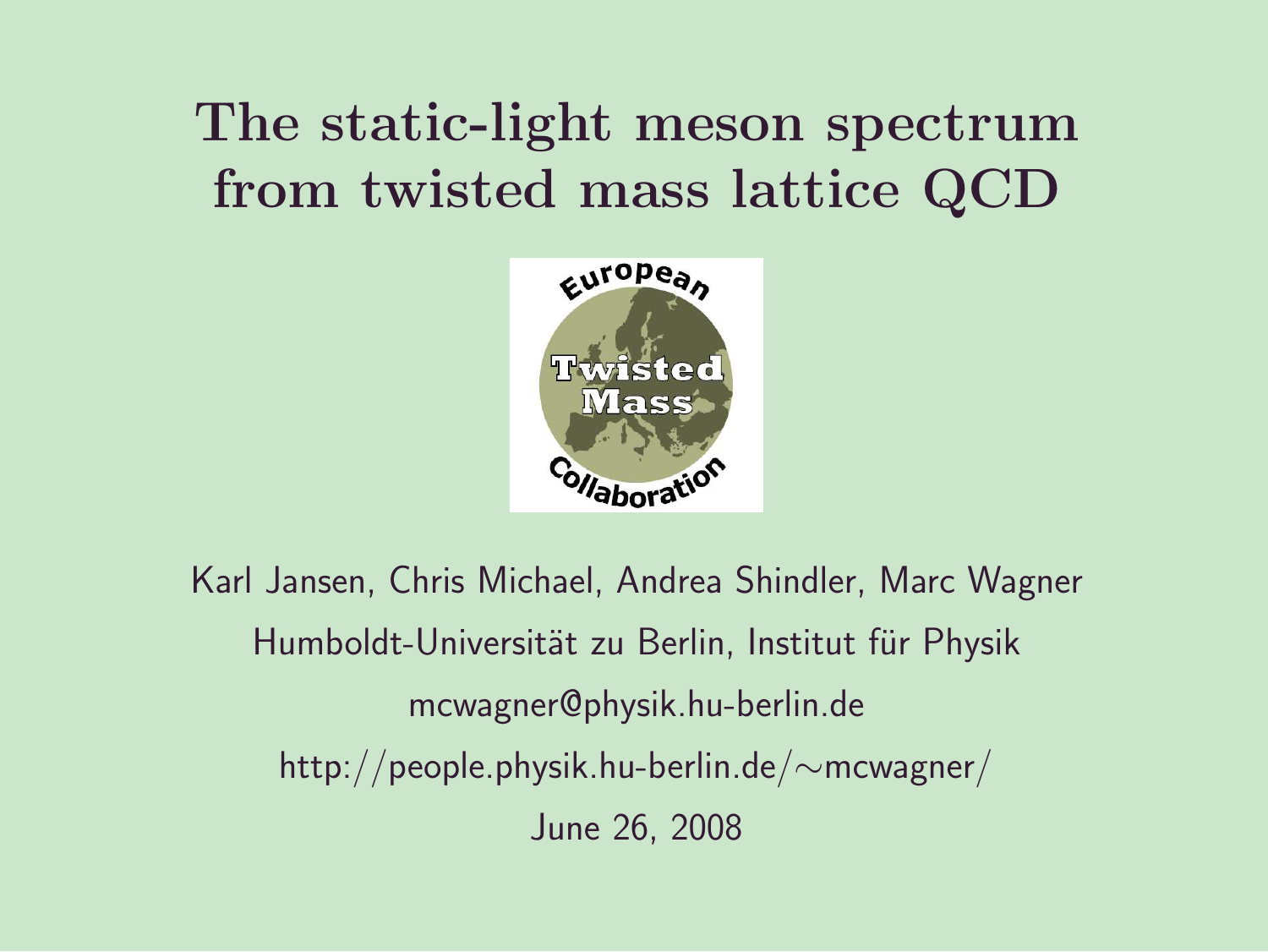# The static-light meson spectrum from twisted mass lattice QCD

Karl Jansen, Chris Michael, Andrea Shindler, Marc Wagner

Humboldt-Universität zu Berlin, Institut für Physik

mcwagner@physik.hu-berlin.de

http://people.physik.hu-berlin.de/∼mcwagner/

June 26, 2008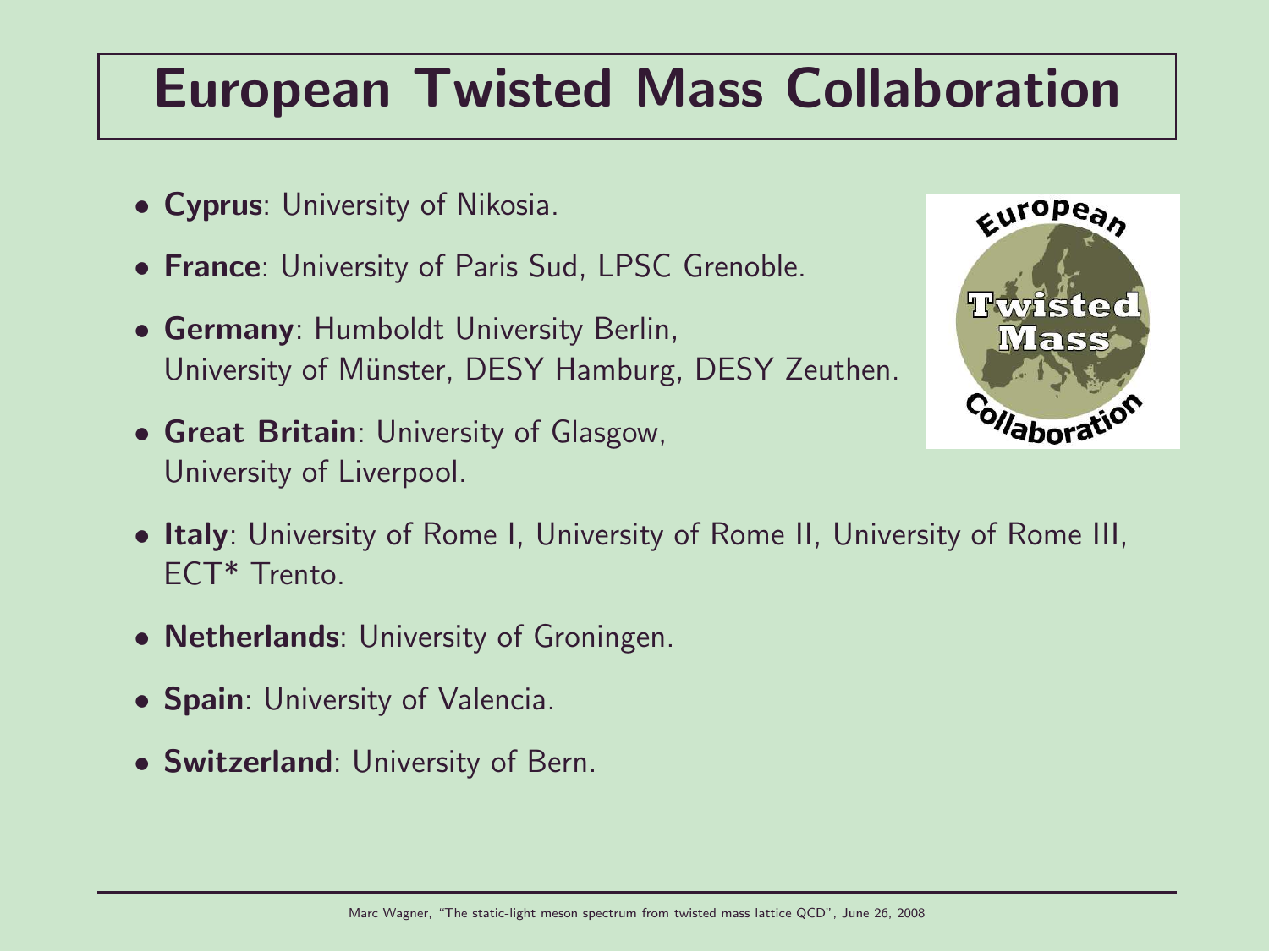# European Twisted Mass Collaboration

- **Cyprus**: University of Nikosia.
- **France**: University of Paris Sud, LPSC Grenoble.
- **Germany**: Humboldt University Berlin, University of Münster, DESY Hamburg, DESY Zeuthen.
- **Great Britain**: University of Glasgow, University of Liverpool.
- **Italy**: University of Rome I, University of Rome II, University of Rome III, ECT* Trento.
- **Netherlands**: University of Groningen.
- **Spain**: University of Valencia.
- **Switzerland**: University of Bern.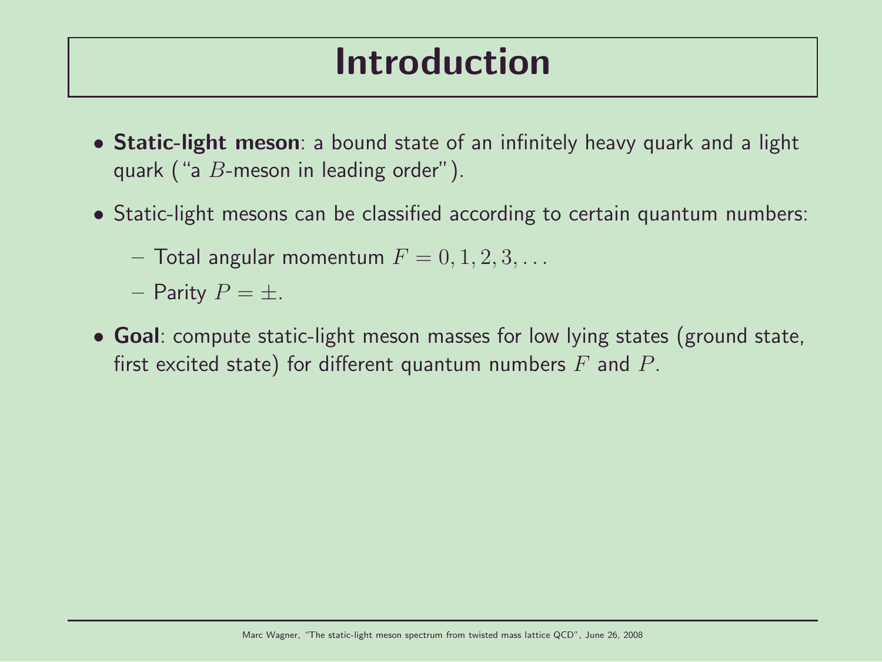# Introduction

- **Static-light meson**: a bound state of an infinitely heavy quark and a light quark ("a $B$-meson in leading order").
- Static-light mesons can be classified according to certain quantum numbers:
  - Total angular momentum $F = 0, 1, 2, 3, \ldots$
  - Parity $P = \pm$.
- **Goal**: compute static-light meson masses for low lying states (ground state, first excited state) for different quantum numbers $F$ and $P$.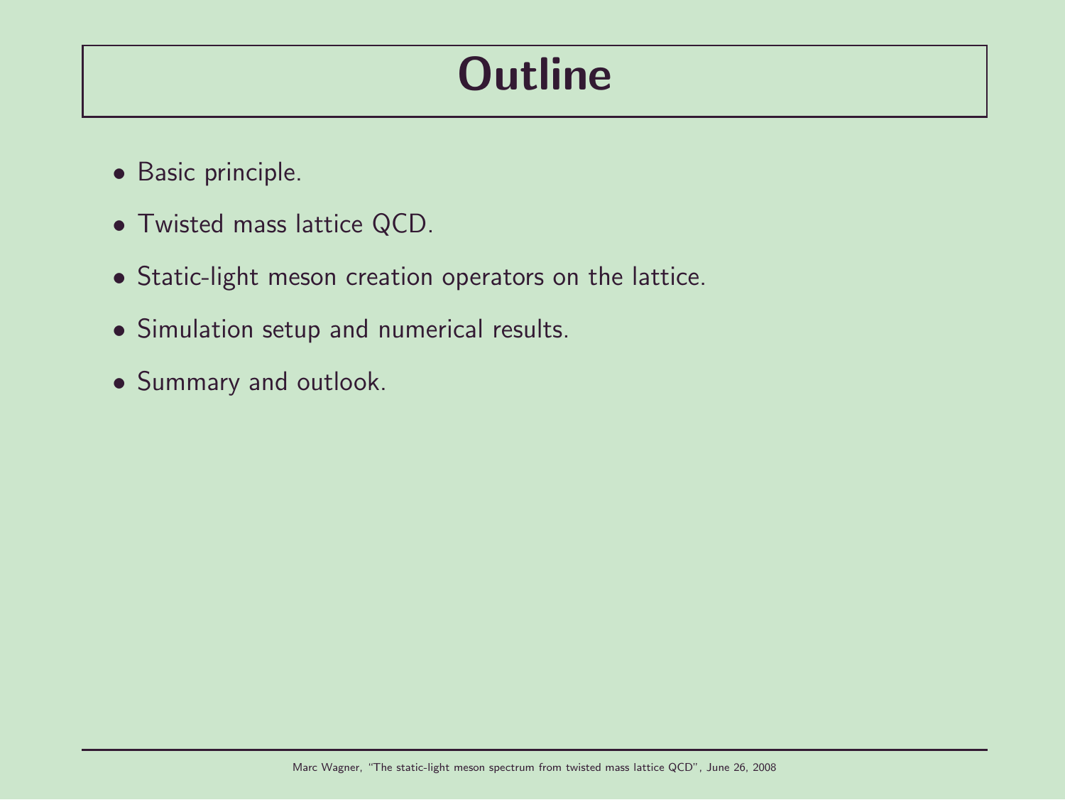# Outline

- Basic principle.
- Twisted mass lattice QCD.
- Static-light meson creation operators on the lattice.
- Simulation setup and numerical results.
- Summary and outlook.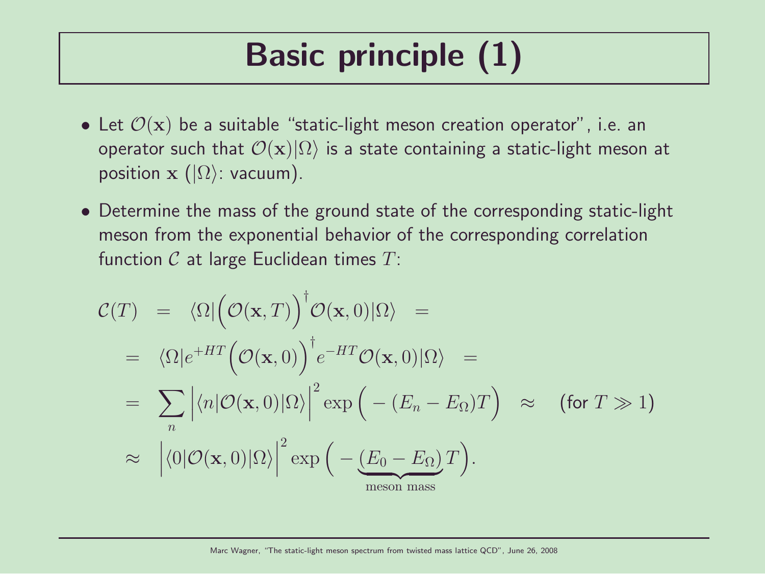# Basic principle (1)

- Let $\mathcal{O}(\mathbf{x})$ be a suitable "static-light meson creation operator", i.e. an operator such that $\mathcal{O}(\mathbf{x})|\Omega\rangle$ is a state containing a static-light meson at position $\mathbf{x}$ ($|\Omega\rangle$: vacuum).

- Determine the mass of the ground state of the corresponding static-light meson from the exponential behavior of the corresponding correlation function $\mathcal{C}$ at large Euclidean times $T$:

$$
\begin{aligned}
\mathcal{C}(T) \ &= \ \langle\Omega|\Big(\mathcal{O}(\mathbf{x},T)\Big)^\dagger \mathcal{O}(\mathbf{x},0)|\Omega\rangle \ = \\
&= \ \langle\Omega|e^{+HT}\Big(\mathcal{O}(\mathbf{x},0)\Big)^\dagger e^{-HT}\mathcal{O}(\mathbf{x},0)|\Omega\rangle \ = \\
&= \ \sum_n \Big|\langle n|\mathcal{O}(\mathbf{x},0)|\Omega\rangle\Big|^2 \exp\Big(-(E_n - E_\Omega)T\Big) \ \approx \quad (\text{for } T \gg 1) \\
&\approx \ \Big|\langle 0|\mathcal{O}(\mathbf{x},0)|\Omega\rangle\Big|^2 \exp\Big(-\underbrace{(E_0 - E_\Omega)}_{\text{meson mass}}T\Big).
\end{aligned}
$$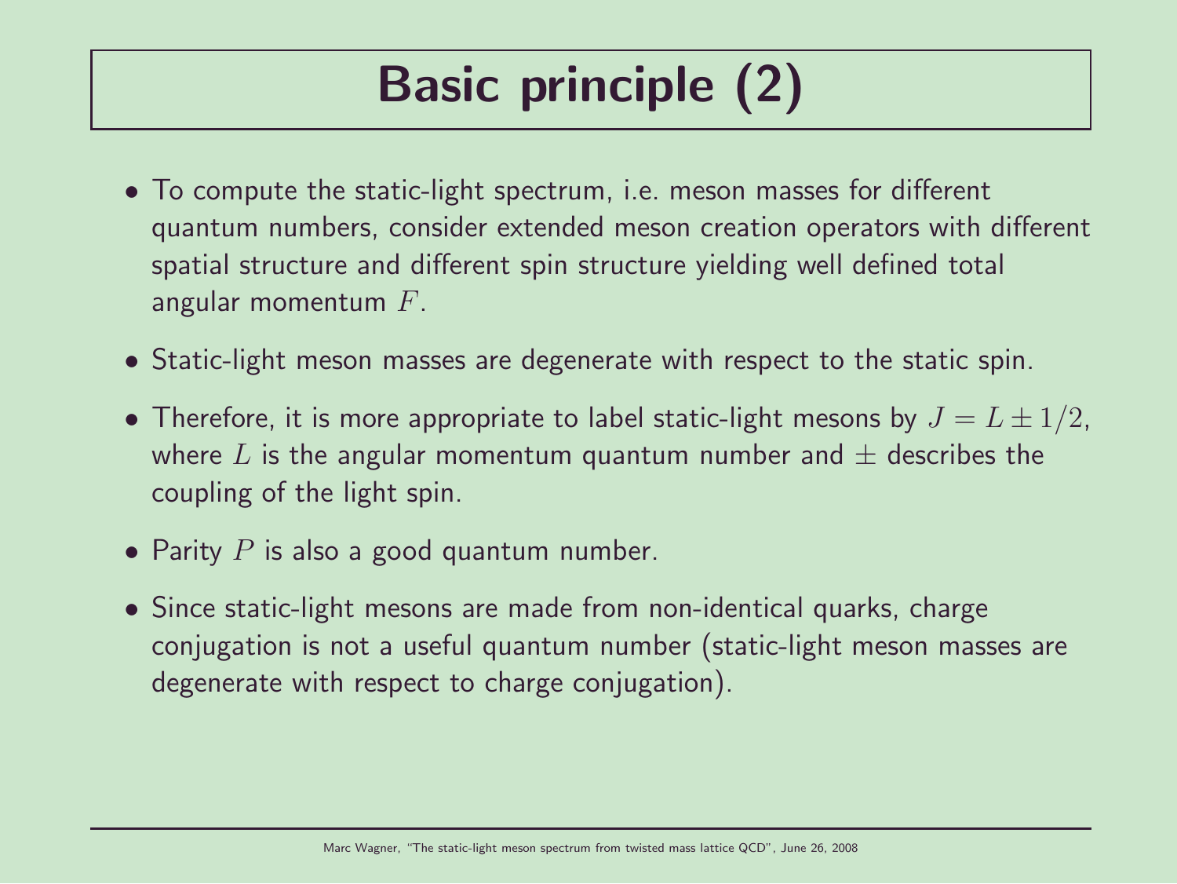# Basic principle (2)

- To compute the static-light spectrum, i.e. meson masses for different quantum numbers, consider extended meson creation operators with different spatial structure and different spin structure yielding well defined total angular momentum $F$.
- Static-light meson masses are degenerate with respect to the static spin.
- Therefore, it is more appropriate to label static-light mesons by $J = L \pm 1/2$, where $L$ is the angular momentum quantum number and $\pm$ describes the coupling of the light spin.
- Parity $P$ is also a good quantum number.
- Since static-light mesons are made from non-identical quarks, charge conjugation is not a useful quantum number (static-light meson masses are degenerate with respect to charge conjugation).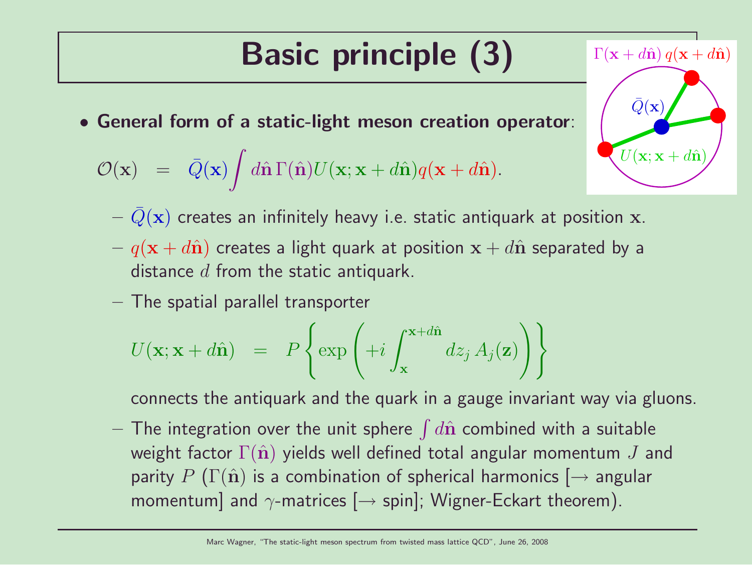# Basic principle (3)

- **General form of a static-light meson creation operator**:

$$\mathcal{O}(\mathbf{x}) \quad = \quad \bar{Q}(\mathbf{x}) \int d\hat{\mathbf{n}} \, \Gamma(\hat{\mathbf{n}}) U(\mathbf{x}; \mathbf{x} + d\hat{\mathbf{n}}) q(\mathbf{x} + d\hat{\mathbf{n}}).$$

  - $\bar{Q}(\mathbf{x})$ creates an infinitely heavy i.e. static antiquark at position $\mathbf{x}$.
  - $q(\mathbf{x} + d\hat{\mathbf{n}})$ creates a light quark at position $\mathbf{x} + d\hat{\mathbf{n}}$ separated by a distance $d$ from the static antiquark.
  - The spatial parallel transporter

$$U(\mathbf{x}; \mathbf{x} + d\hat{\mathbf{n}}) \quad = \quad P \left\{ \exp \left( +i \int_{\mathbf{x}}^{\mathbf{x} + d\hat{\mathbf{n}}} dz_j \, A_j(\mathbf{z}) \right) \right\}$$

    connects the antiquark and the quark in a gauge invariant way via gluons.
  - The integration over the unit sphere $\int d\hat{\mathbf{n}}$ combined with a suitable weight factor $\Gamma(\hat{\mathbf{n}})$ yields well defined total angular momentum $J$ and parity $P$ ($\Gamma(\hat{\mathbf{n}})$ is a combination of spherical harmonics [$\rightarrow$ angular momentum] and $\gamma$-matrices [$\rightarrow$ spin]; Wigner-Eckart theorem).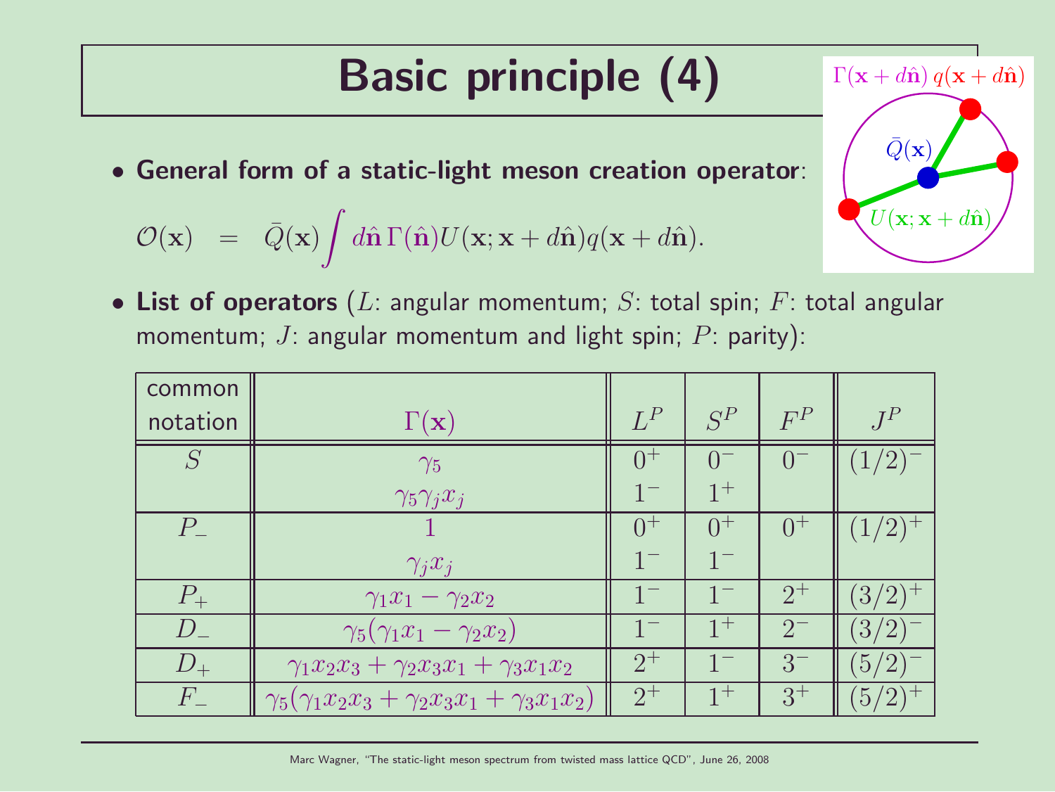# Basic principle (4)

- **General form of a static-light meson creation operator**:

$$\mathcal{O}(\mathbf{x}) \quad = \quad \bar{Q}(\mathbf{x}) \int d\hat{\mathbf{n}} \, \Gamma(\hat{\mathbf{n}}) U(\mathbf{x}; \mathbf{x} + d\hat{\mathbf{n}}) q(\mathbf{x} + d\hat{\mathbf{n}}).$$

$\Gamma(\mathbf{x} + d\hat{\mathbf{n}}) \, q(\mathbf{x} + d\hat{\mathbf{n}})$

$\bar{Q}(\mathbf{x})$

$U(\mathbf{x}; \mathbf{x} + d\hat{\mathbf{n}})$

- **List of operators** ($L$: angular momentum; $S$: total spin; $F$: total angular momentum; $J$: angular momentum and light spin; $P$: parity):

| common notation | $\Gamma(\mathbf{x})$ | $L^P$ | $S^P$ | $F^P$ | $J^P$ |
|---|---|---|---|---|---|
| $S$ | $\gamma_5$ | $0^+$ | $0^-$ | $0^-$ | $(1/2)^-$ |
| | $\gamma_5 \gamma_j x_j$ | $1^-$ | $1^+$ | | |
| $P_-$ | $1$ | $0^+$ | $0^+$ | $0^+$ | $(1/2)^+$ |
| | $\gamma_j x_j$ | $1^-$ | $1^-$ | | |
| $P_+$ | $\gamma_1 x_1 - \gamma_2 x_2$ | $1^-$ | $1^-$ | $2^+$ | $(3/2)^+$ |
| $D_-$ | $\gamma_5(\gamma_1 x_1 - \gamma_2 x_2)$ | $1^-$ | $1^+$ | $2^-$ | $(3/2)^-$ |
| $D_+$ | $\gamma_1 x_2 x_3 + \gamma_2 x_3 x_1 + \gamma_3 x_1 x_2$ | $2^+$ | $1^-$ | $3^-$ | $(5/2)^-$ |
| $F_-$ | $\gamma_5(\gamma_1 x_2 x_3 + \gamma_2 x_3 x_1 + \gamma_3 x_1 x_2)$ | $2^+$ | $1^+$ | $3^+$ | $(5/2)^+$ |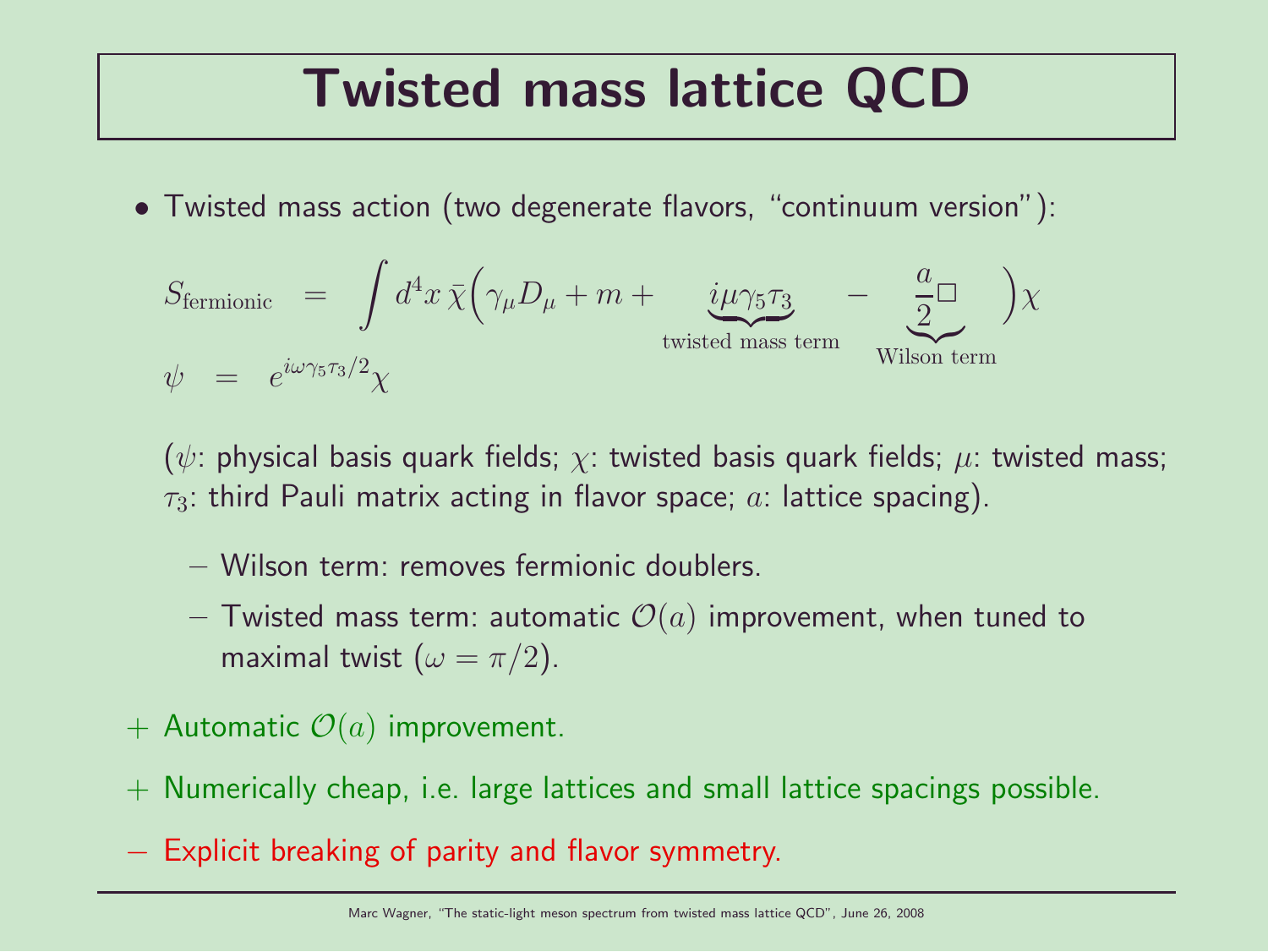# Twisted mass lattice QCD

- Twisted mass action (two degenerate flavors, "continuum version"):

$$S_{\mathrm{fermionic}} = \int d^4x\, \bar{\chi}\Big(\gamma_\mu D_\mu + m + \underbrace{i\mu\gamma_5\tau_3}_{\text{twisted mass term}} - \underbrace{\frac{a}{2}\Box}_{\text{Wilson term}}\Big)\chi$$

$$\psi = e^{i\omega\gamma_5\tau_3/2}\chi$$

  ($\psi$: physical basis quark fields; $\chi$: twisted basis quark fields; $\mu$: twisted mass; $\tau_3$: third Pauli matrix acting in flavor space; $a$: lattice spacing).

  – Wilson term: removes fermionic doublers.

  – Twisted mass term: automatic $\mathcal{O}(a)$ improvement, when tuned to maximal twist ($\omega = \pi/2$).

+ Automatic $\mathcal{O}(a)$ improvement.

+ Numerically cheap, i.e. large lattices and small lattice spacings possible.

– Explicit breaking of parity and flavor symmetry.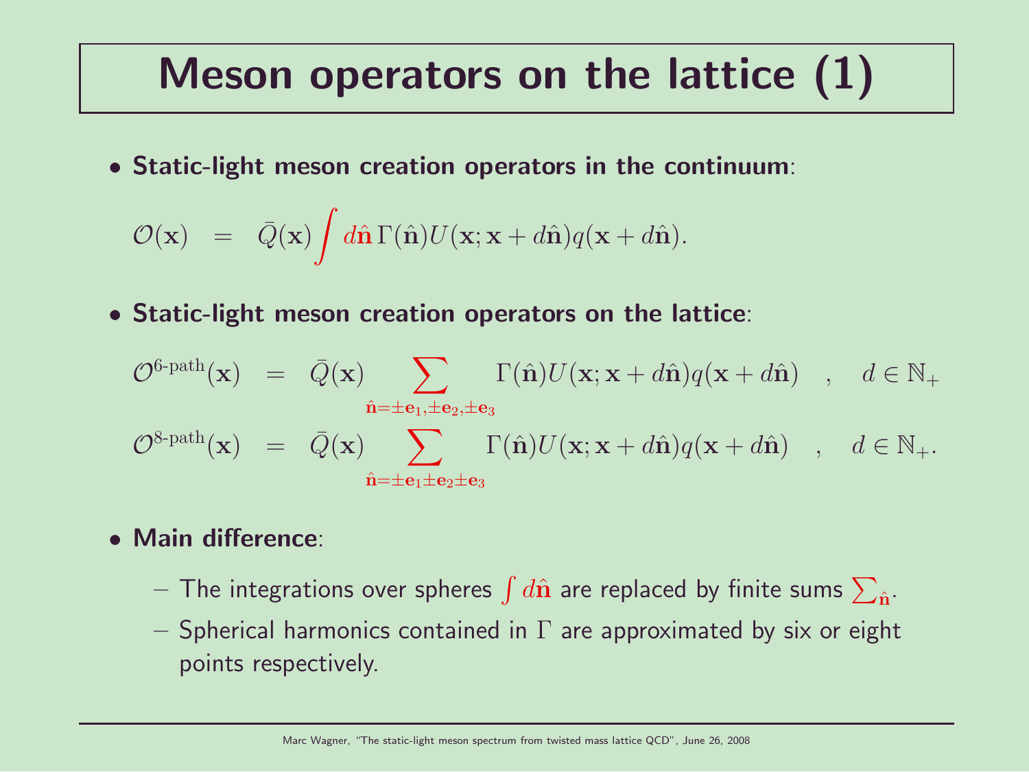# Meson operators on the lattice (1)

- **Static-light meson creation operators in the continuum**:

$$\mathcal{O}(\mathbf{x}) \;\; = \;\; \bar{Q}(\mathbf{x}) \int d\hat{\mathbf{n}} \, \Gamma(\hat{\mathbf{n}}) U(\mathbf{x}; \mathbf{x} + d\hat{\mathbf{n}}) q(\mathbf{x} + d\hat{\mathbf{n}}).$$

- **Static-light meson creation operators on the lattice**:

$$\mathcal{O}^{\text{6-path}}(\mathbf{x}) \;\; = \;\; \bar{Q}(\mathbf{x}) \sum_{\hat{\mathbf{n}} = \pm\mathbf{e}_1, \pm\mathbf{e}_2, \pm\mathbf{e}_3} \Gamma(\hat{\mathbf{n}}) U(\mathbf{x}; \mathbf{x} + d\hat{\mathbf{n}}) q(\mathbf{x} + d\hat{\mathbf{n}}) \quad , \quad d \in \mathbb{N}_+$$

$$\mathcal{O}^{\text{8-path}}(\mathbf{x}) \;\; = \;\; \bar{Q}(\mathbf{x}) \sum_{\hat{\mathbf{n}} = \pm\mathbf{e}_1 \pm\mathbf{e}_2 \pm\mathbf{e}_3} \Gamma(\hat{\mathbf{n}}) U(\mathbf{x}; \mathbf{x} + d\hat{\mathbf{n}}) q(\mathbf{x} + d\hat{\mathbf{n}}) \quad , \quad d \in \mathbb{N}_+.$$

- **Main difference**:
  - The integrations over spheres $\int d\hat{\mathbf{n}}$ are replaced by finite sums $\sum_{\hat{\mathbf{n}}}$.
  - Spherical harmonics contained in $\Gamma$ are approximated by six or eight points respectively.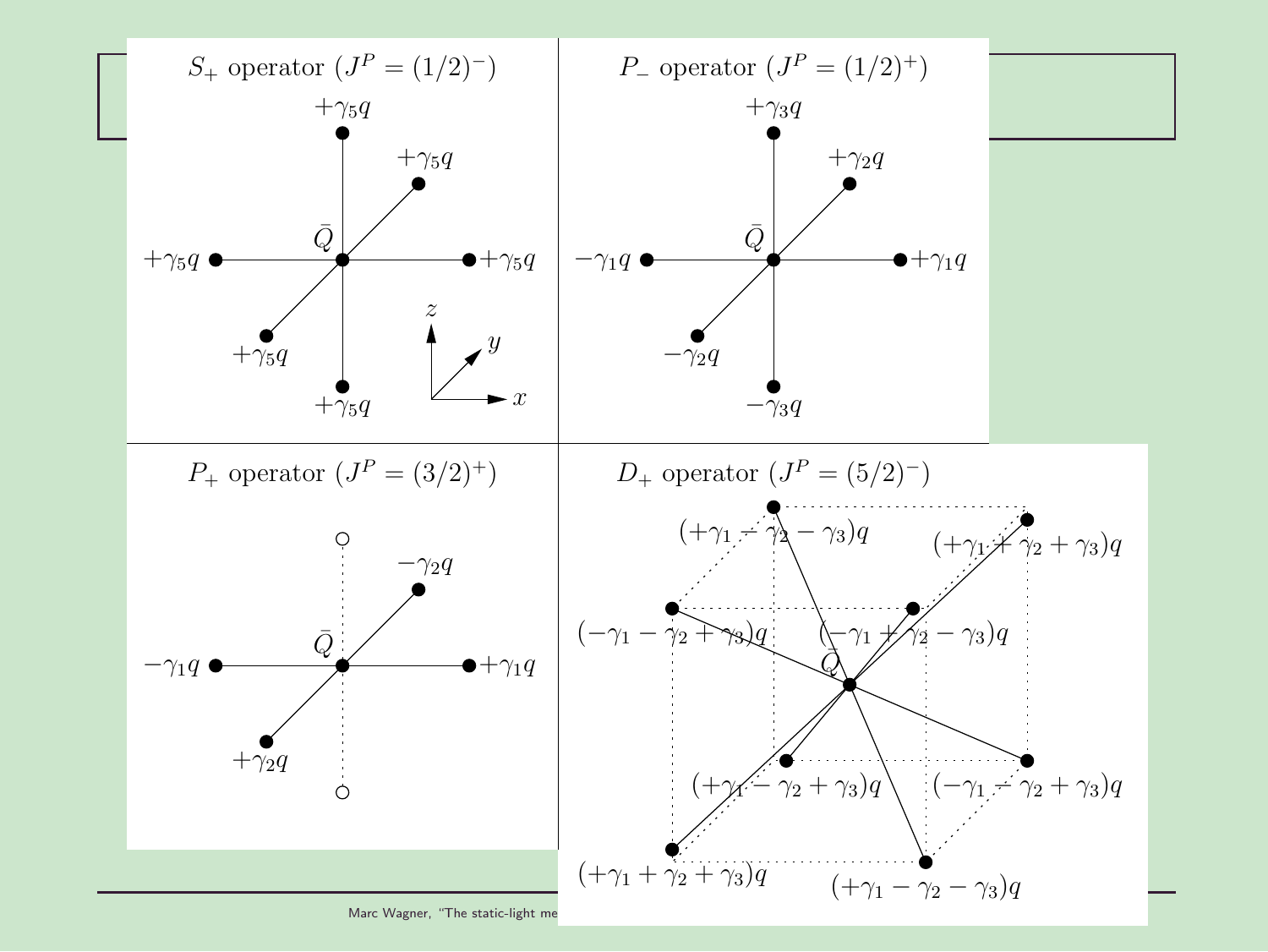## $S_+$ operator ($J^P = (1/2)^-$)

$\bar{Q}$; $+\gamma_5 q$ at all six neighboring sites ($\pm x$, $\pm y$, $\pm z$).

## $P_-$ operator ($J^P = (1/2)^+$)

$\bar{Q}$; $+\gamma_1 q$, $-\gamma_1 q$, $+\gamma_2 q$, $-\gamma_2 q$, $+\gamma_3 q$, $-\gamma_3 q$

## $P_+$ operator ($J^P = (3/2)^+$)

$\bar{Q}$; $+\gamma_1 q$, $-\gamma_1 q$, $-\gamma_2 q$, $+\gamma_2 q$

## $D_+$ operator ($J^P = (5/2)^-$)

$\bar{Q}$; $(+\gamma_1 - \gamma_2 - \gamma_3)q$, $(+\gamma_1 + \gamma_2 + \gamma_3)q$, $(-\gamma_1 - \gamma_2 + \gamma_3)q$, $(-\gamma_1 + \gamma_2 - \gamma_3)q$, $(+\gamma_1 - \gamma_2 + \gamma_3)q$, $(-\gamma_1 - \gamma_2 + \gamma_3)q$, $(+\gamma_1 + \gamma_2 + \gamma_3)q$, $(+\gamma_1 - \gamma_2 - \gamma_3)q$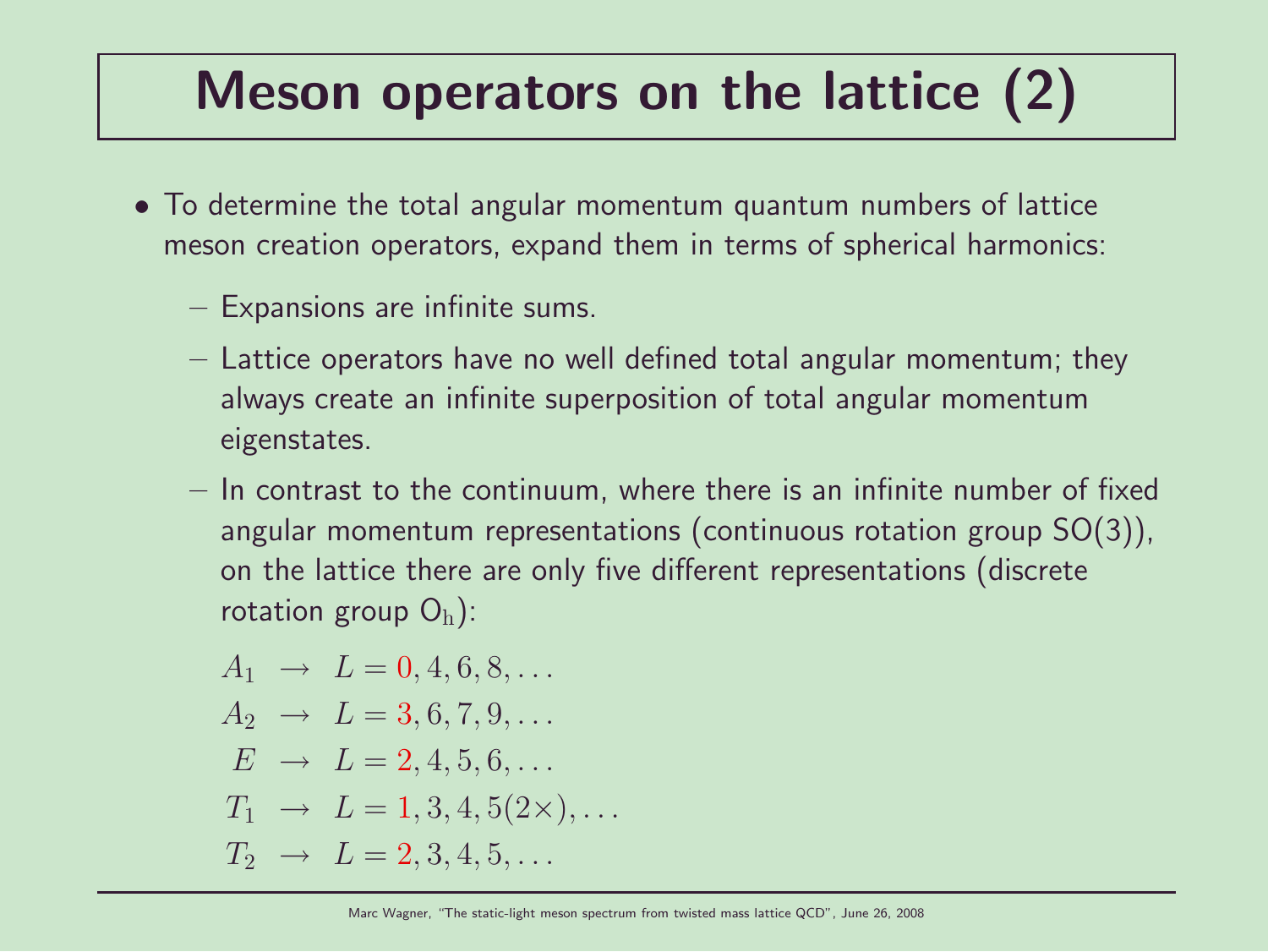# Meson operators on the lattice (2)

- To determine the total angular momentum quantum numbers of lattice meson creation operators, expand them in terms of spherical harmonics:
  - Expansions are infinite sums.
  - Lattice operators have no well defined total angular momentum; they always create an infinite superposition of total angular momentum eigenstates.
  - In contrast to the continuum, where there is an infinite number of fixed angular momentum representations (continuous rotation group SO(3)), on the lattice there are only five different representations (discrete rotation group $O_h$):

$$
\begin{aligned}
A_1 \;&\rightarrow\; L = 0, 4, 6, 8, \ldots \\
A_2 \;&\rightarrow\; L = 3, 6, 7, 9, \ldots \\
E \;&\rightarrow\; L = 2, 4, 5, 6, \ldots \\
T_1 \;&\rightarrow\; L = 1, 3, 4, 5(2\times), \ldots \\
T_2 \;&\rightarrow\; L = 2, 3, 4, 5, \ldots
\end{aligned}
$$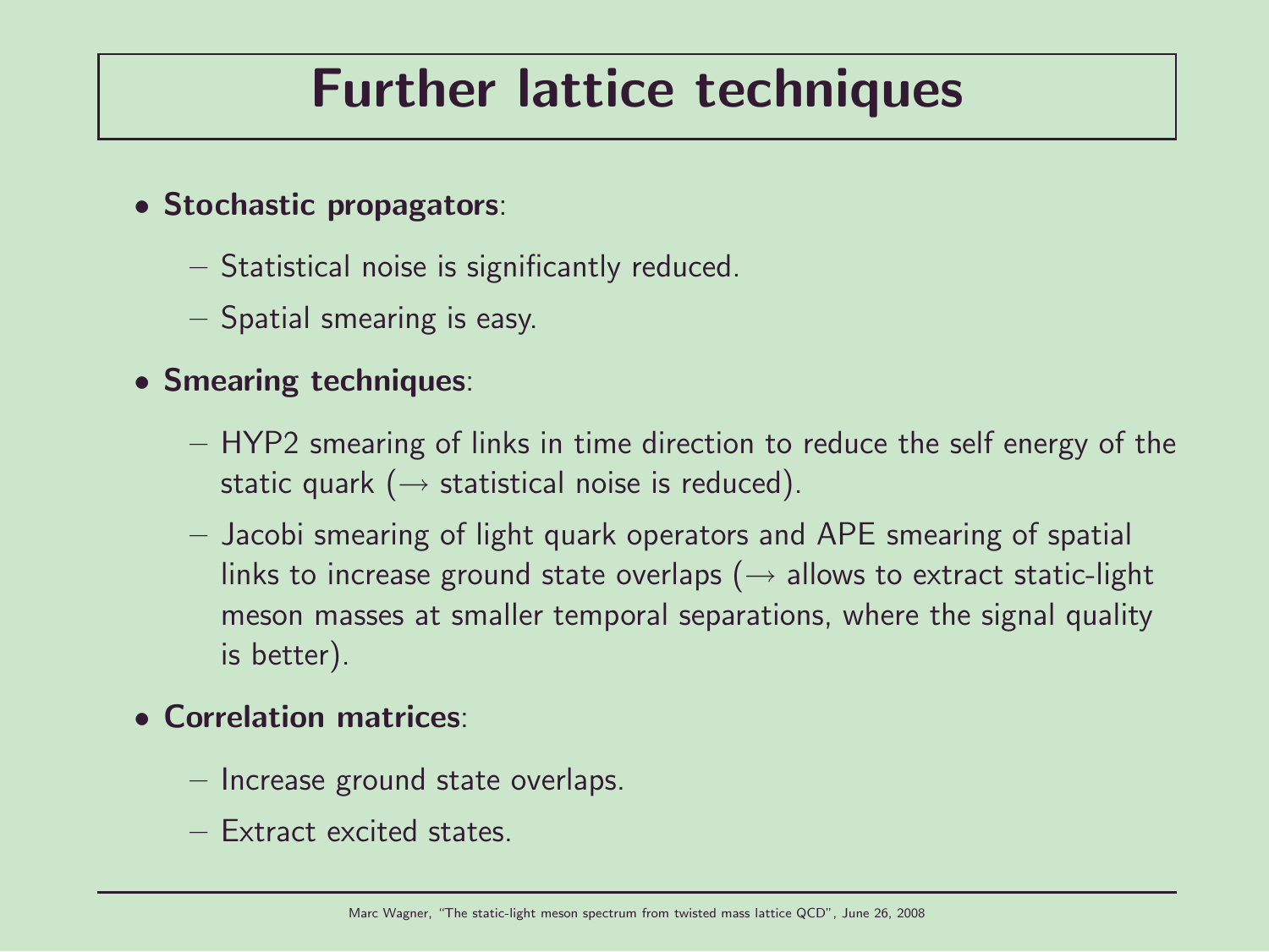# Further lattice techniques

- **Stochastic propagators**:
  - Statistical noise is significantly reduced.
  - Spatial smearing is easy.
- **Smearing techniques**:
  - HYP2 smearing of links in time direction to reduce the self energy of the static quark ($\rightarrow$ statistical noise is reduced).
  - Jacobi smearing of light quark operators and APE smearing of spatial links to increase ground state overlaps ($\rightarrow$ allows to extract static-light meson masses at smaller temporal separations, where the signal quality is better).
- **Correlation matrices**:
  - Increase ground state overlaps.
  - Extract excited states.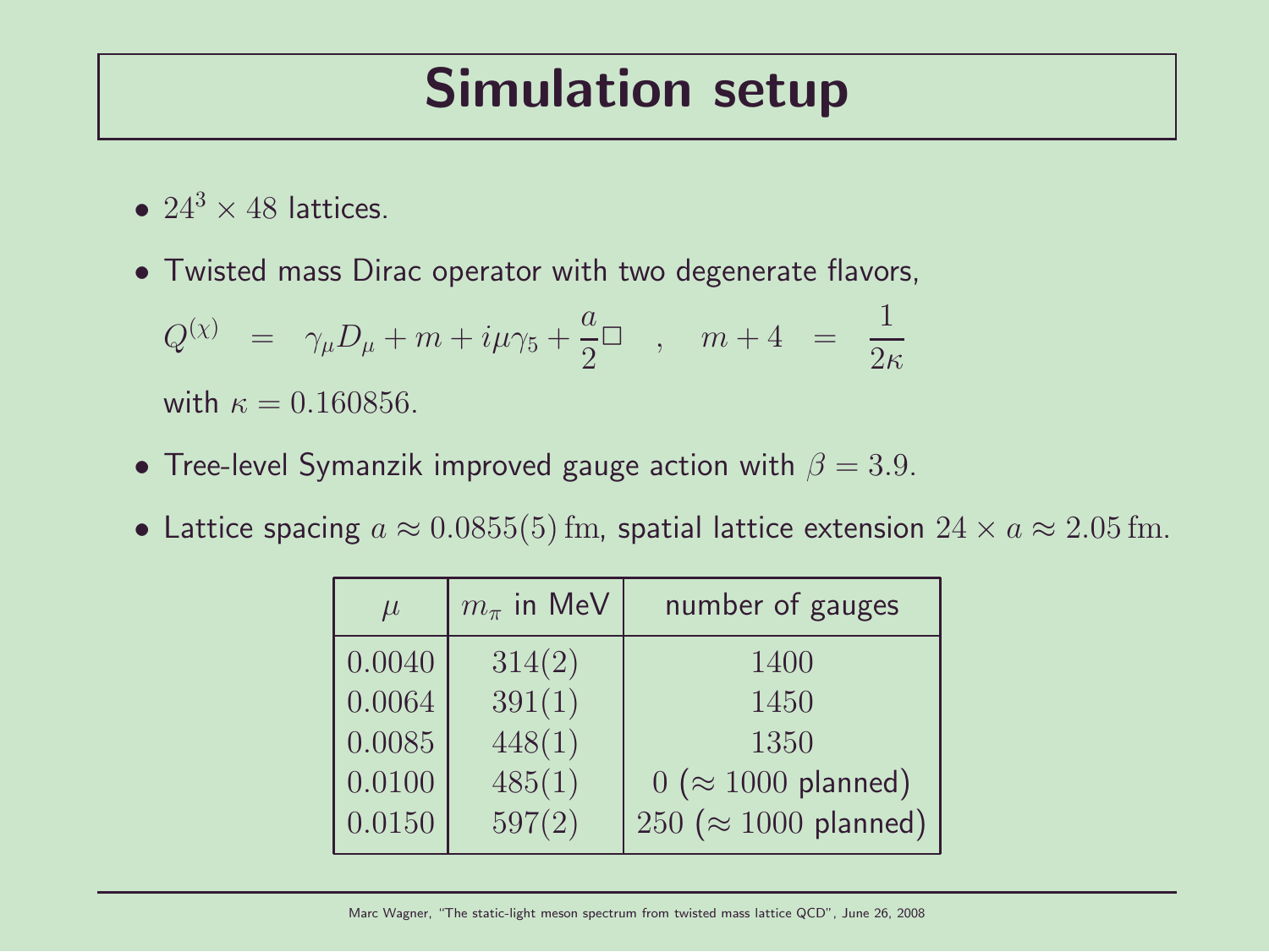# Simulation setup

- $24^3 \times 48$ lattices.
- Twisted mass Dirac operator with two degenerate flavors,

  $$Q^{(\chi)} \quad = \quad \gamma_\mu D_\mu + m + i\mu\gamma_5 + \frac{a}{2}\Box \quad , \quad m + 4 \quad = \quad \frac{1}{2\kappa}$$

  with $\kappa = 0.160856$.
- Tree-level Symanzik improved gauge action with $\beta = 3.9$.
- Lattice spacing $a \approx 0.0855(5)\,\mathrm{fm}$, spatial lattice extension $24 \times a \approx 2.05\,\mathrm{fm}$.

| $\mu$ | $m_\pi$ in MeV | number of gauges |
|---|---|---|
| 0.0040 | 314(2) | 1400 |
| 0.0064 | 391(1) | 1450 |
| 0.0085 | 448(1) | 1350 |
| 0.0100 | 485(1) | 0 ($\approx 1000$ planned) |
| 0.0150 | 597(2) | 250 ($\approx 1000$ planned) |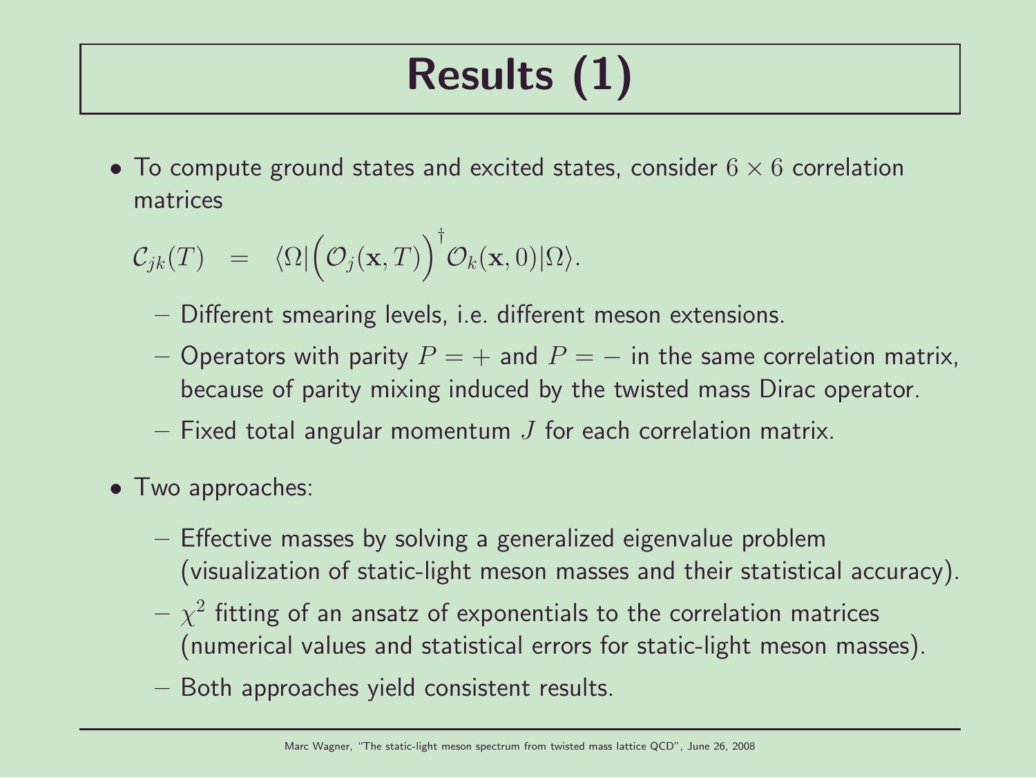# Results (1)

- To compute ground states and excited states, consider $6 \times 6$ correlation matrices

$$\mathcal{C}_{jk}(T) \quad = \quad \langle \Omega | \Big( \mathcal{O}_j(\mathbf{x}, T) \Big)^\dagger \mathcal{O}_k(\mathbf{x}, 0) | \Omega \rangle.$$

  - Different smearing levels, i.e. different meson extensions.
  - Operators with parity $P = +$ and $P = -$ in the same correlation matrix, because of parity mixing induced by the twisted mass Dirac operator.
  - Fixed total angular momentum $J$ for each correlation matrix.

- Two approaches:
  - Effective masses by solving a generalized eigenvalue problem (visualization of static-light meson masses and their statistical accuracy).
  - $\chi^2$ fitting of an ansatz of exponentials to the correlation matrices (numerical values and statistical errors for static-light meson masses).
  - Both approaches yield consistent results.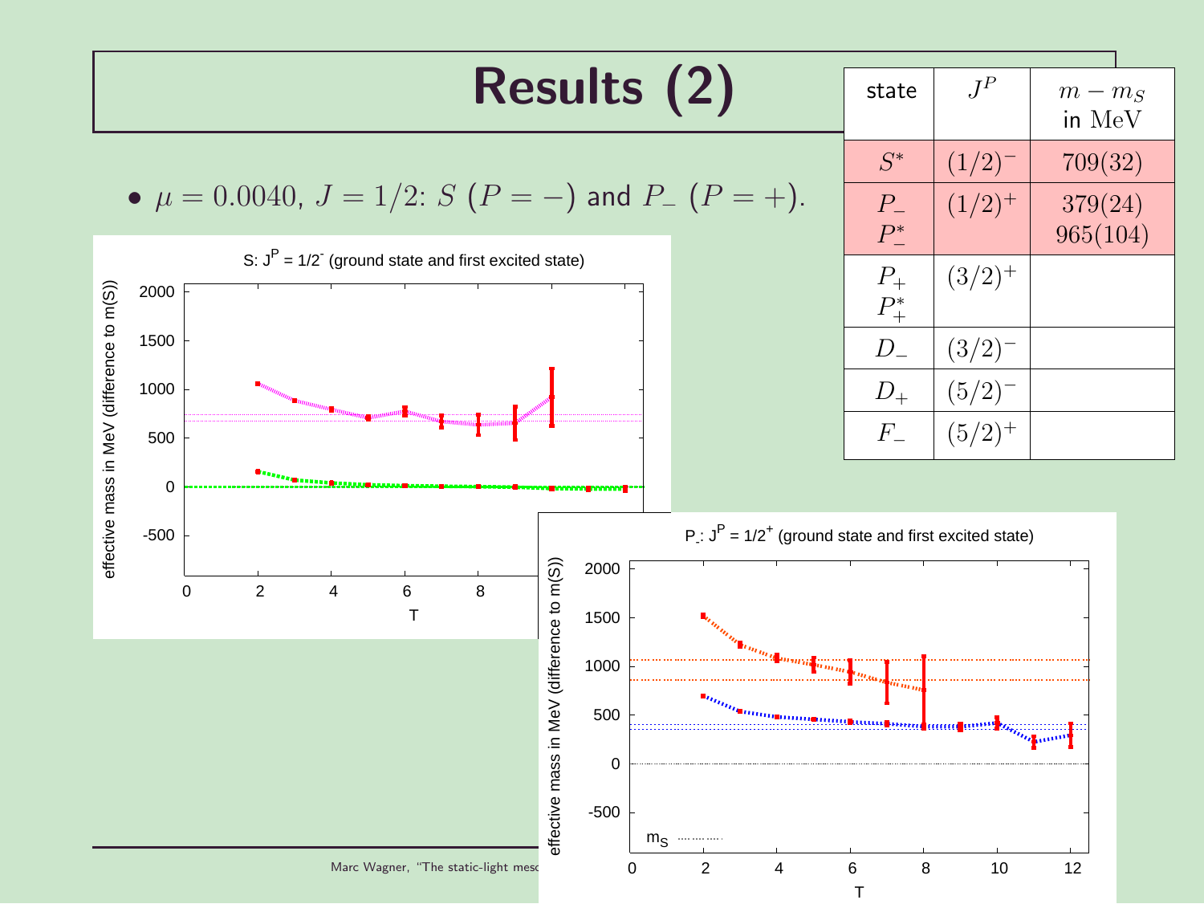# Results (2)

- $\mu = 0.0040$, $J = 1/2$: $S$ ($P = -$) and $P_-$ ($P = +$).

| state | $J^P$ | $m - m_S$ in MeV |
|---|---|---|
| $S^*$ | $(1/2)^-$ | $709(32)$ |
| $P_-$<br>$P_-^*$ | $(1/2)^+$ | $379(24)$<br>$965(104)$ |
| $P_+$<br>$P_+^*$ | $(3/2)^+$ | |
| $D_-$ | $(3/2)^-$ | |
| $D_+$ | $(5/2)^-$ | |
| $F_-$ | $(5/2)^+$ | |

S: $J^P = 1/2^-$ (ground state and first excited state)

$P_-$: $J^P = 1/2^+$ (ground state and first excited state)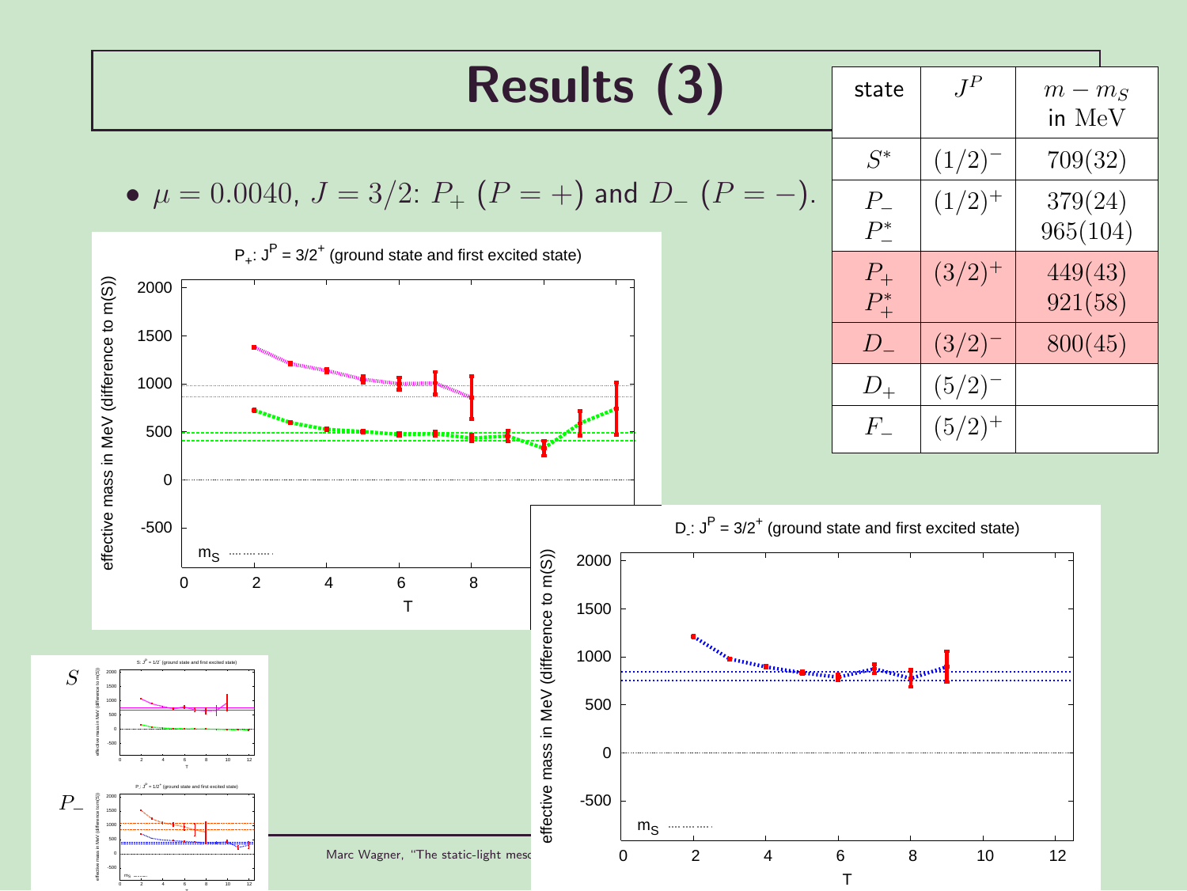# Results (3)

- $\mu = 0.0040$, $J = 3/2$: $P_+$ $(P = +)$ and $D_-$ $(P = -)$.

| state | $J^P$ | $m - m_S$ in MeV |
|---|---|---|
| $S^*$ | $(1/2)^-$ | $709(32)$ |
| $P_-$ <br> $P_-^*$ | $(1/2)^+$ | $379(24)$ <br> $965(104)$ |
| $P_+$ <br> $P_+^*$ | $(3/2)^+$ | $449(43)$ <br> $921(58)$ |
| $D_-$ | $(3/2)^-$ | $800(45)$ |
| $D_+$ | $(5/2)^-$ | |
| $F_-$ | $(5/2)^+$ | |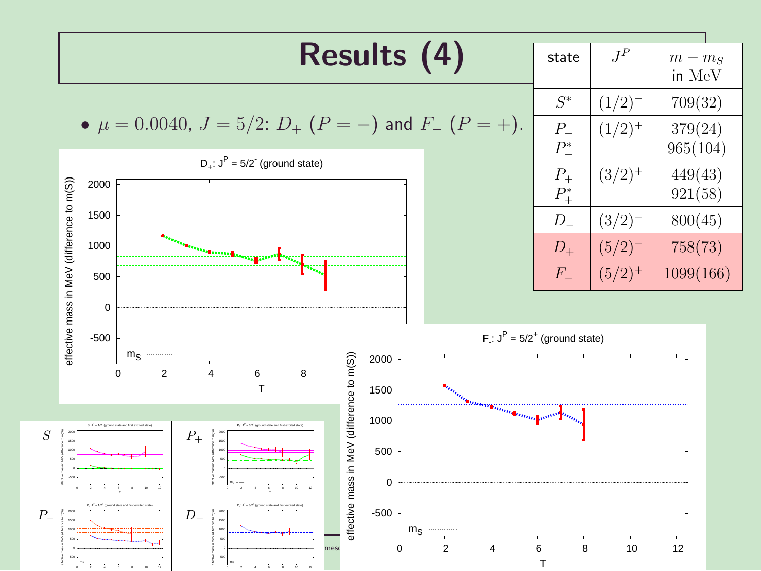# Results (4)

- $\mu = 0.0040$, $J = 5/2$: $D_+$ ($P = -$) and $F_-$ ($P = +$).

| state | $J^P$ | $m - m_S$ in MeV |
|---|---|---|
| $S^*$ | $(1/2)^-$ | $709(32)$ |
| $P_-$ <br> $P_-^*$ | $(1/2)^+$ | $379(24)$ <br> $965(104)$ |
| $P_+$ <br> $P_+^*$ | $(3/2)^+$ | $449(43)$ <br> $921(58)$ |
| $D_-$ | $(3/2)^-$ | $800(45)$ |
| $D_+$ | $(5/2)^-$ | $758(73)$ |
| $F_-$ | $(5/2)^+$ | $1099(166)$ |

$D_+$: $J^P = 5/2^-$ (ground state)

$F_-$: $J^P = 5/2^+$ (ground state)

$S$

$P_+$

$P_-$

$D_-$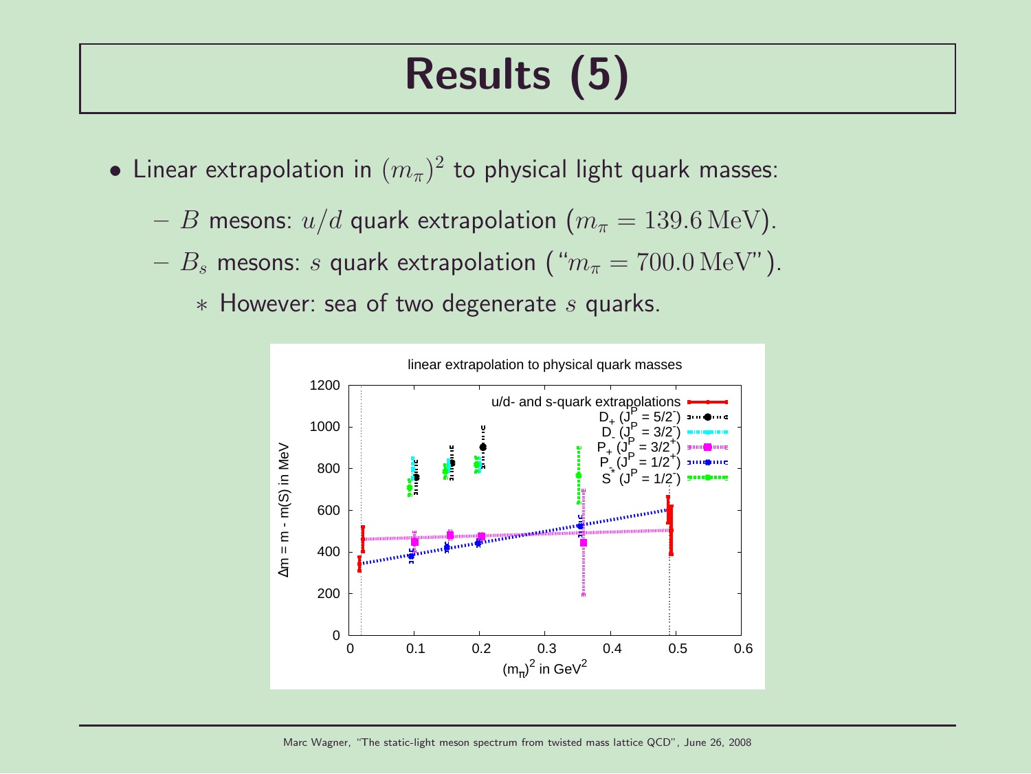# Results (5)

- Linear extrapolation in $(m_\pi)^2$ to physical light quark masses:
  - $B$ mesons: $u/d$ quark extrapolation ($m_\pi = 139.6\,\mathrm{MeV}$).
  - $B_s$ mesons: $s$ quark extrapolation ("$m_\pi = 700.0\,\mathrm{MeV}$").
    - However: sea of two degenerate $s$ quarks.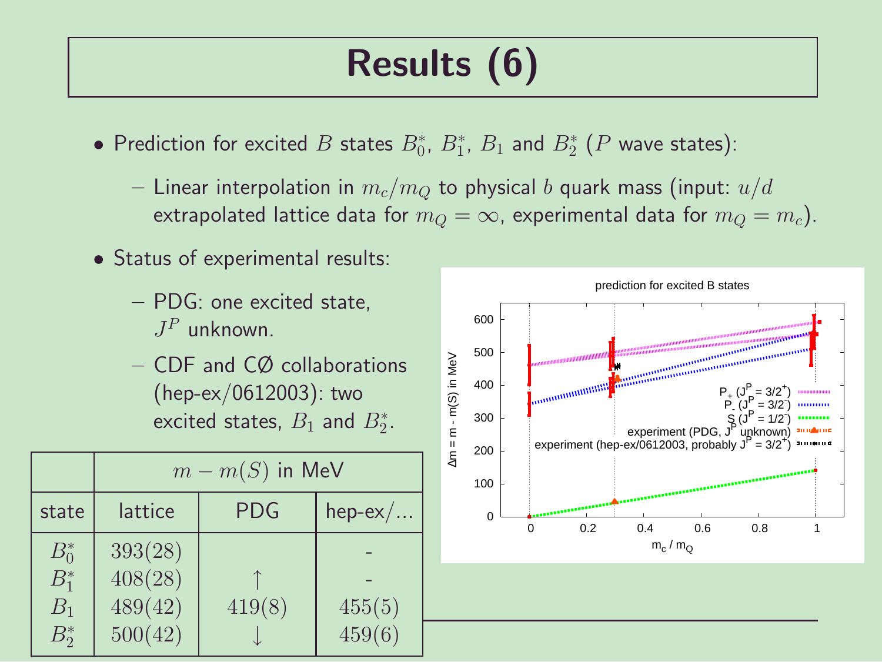# Results (6)

- Prediction for excited $B$ states $B_0^*$, $B_1^*$, $B_1$ and $B_2^*$ ($P$ wave states):
  - Linear interpolation in $m_c/m_Q$ to physical $b$ quark mass (input: $u/d$ extrapolated lattice data for $m_Q = \infty$, experimental data for $m_Q = m_c$).
- Status of experimental results:
  - PDG: one excited state, $J^P$ unknown.
  - CDF and CØ collaborations (hep-ex/0612003): two excited states, $B_1$ and $B_2^*$.

| | $m - m(S)$ in MeV | | |
|---|---|---|---|
| state | lattice | PDG | hep-ex/... |
| $B_0^*$ | $393(28)$ | | - |
| $B_1^*$ | $408(28)$ | ↑ | - |
| $B_1$ | $489(42)$ | $419(8)$ | $455(5)$ |
| $B_2^*$ | $500(42)$ | ↓ | $459(6)$ |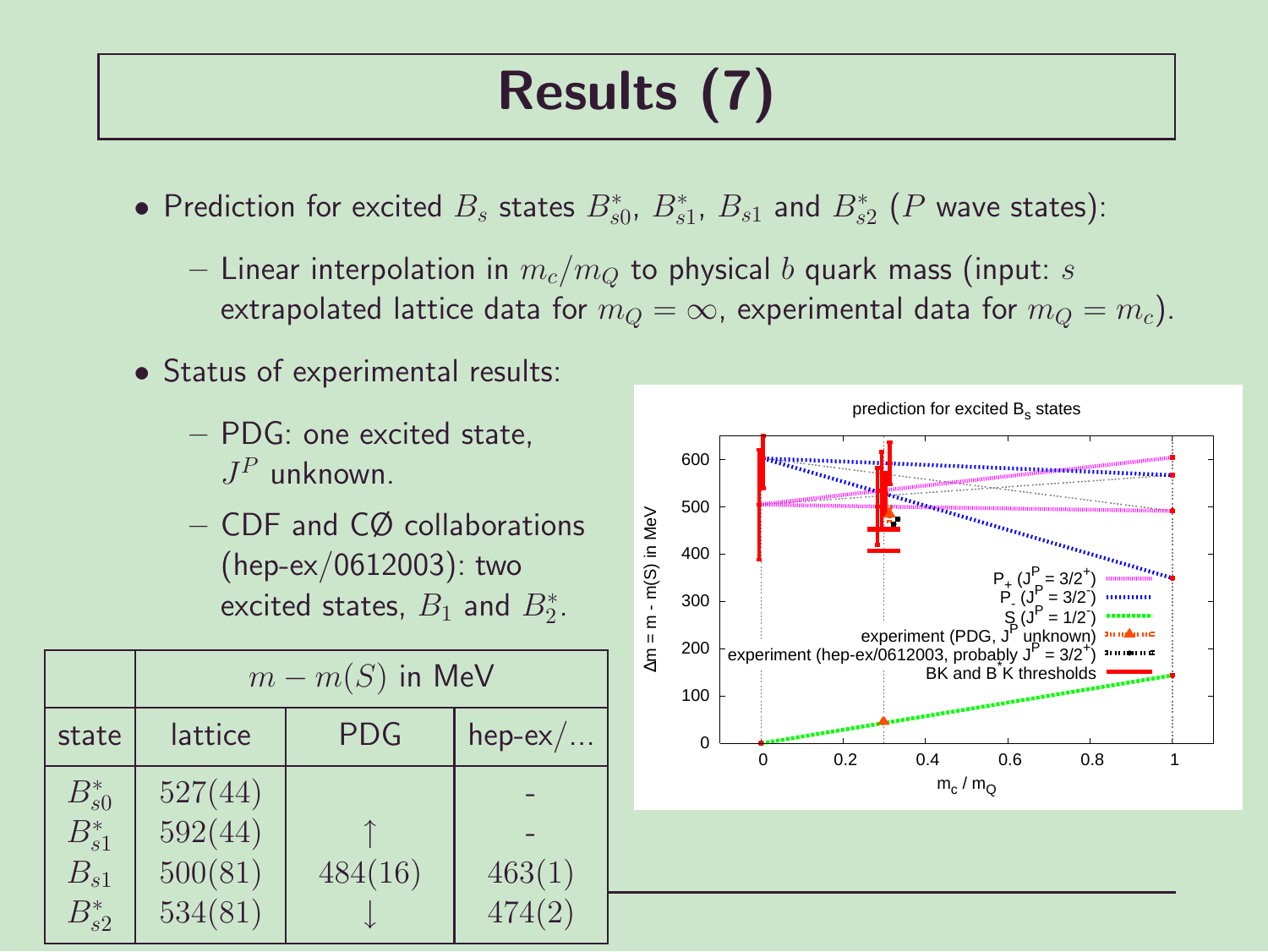# Results (7)

- Prediction for excited $B_s$ states $B_{s0}^*$, $B_{s1}^*$, $B_{s1}$ and $B_{s2}^*$ ($P$ wave states):
  - Linear interpolation in $m_c/m_Q$ to physical $b$ quark mass (input: $s$ extrapolated lattice data for $m_Q = \infty$, experimental data for $m_Q = m_c$).
- Status of experimental results:
  - PDG: one excited state, $J^P$ unknown.
  - CDF and CØ collaborations (hep-ex/0612003): two excited states, $B_1$ and $B_2^*$.

| | $m - m(S)$ in MeV | | |
|---|---|---|---|
| state | lattice | PDG | hep-ex/... |
| $B_{s0}^*$ | $527(44)$ | | - |
| $B_{s1}^*$ | $592(44)$ | ↑ | - |
| $B_{s1}$ | $500(81)$ | $484(16)$ | $463(1)$ |
| $B_{s2}^*$ | $534(81)$ | ↓ | $474(2)$ |

prediction for excited $B_s$ states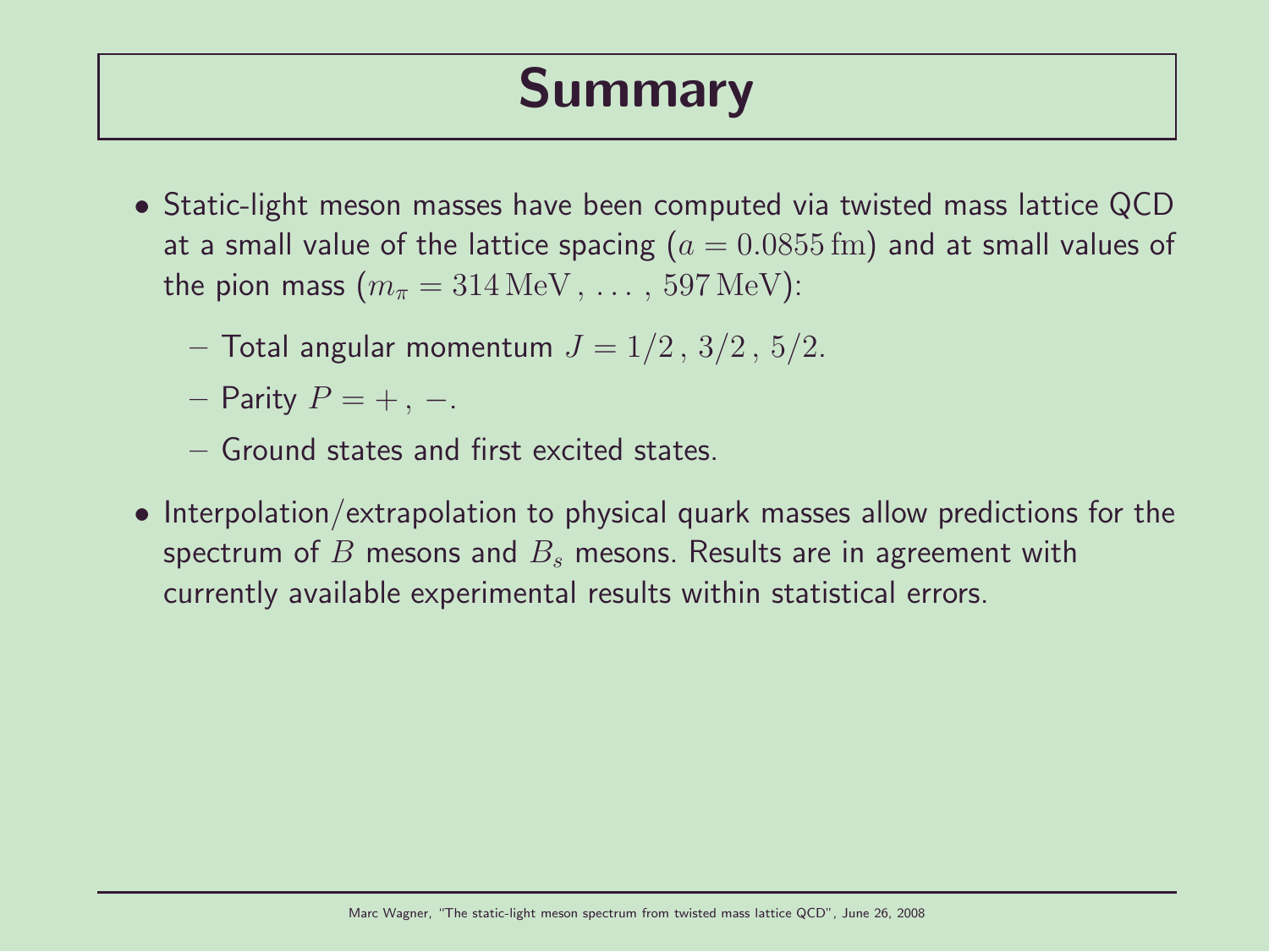# Summary

- Static-light meson masses have been computed via twisted mass lattice QCD at a small value of the lattice spacing ($a = 0.0855\,\mathrm{fm}$) and at small values of the pion mass ($m_\pi = 314\,\mathrm{MeV}\,,\,\ldots\,,\,597\,\mathrm{MeV}$):
  - Total angular momentum $J = 1/2\,,\,3/2\,,\,5/2$.
  - Parity $P = +\,,\,-$.
  - Ground states and first excited states.
- Interpolation/extrapolation to physical quark masses allow predictions for the spectrum of $B$ mesons and $B_s$ mesons. Results are in agreement with currently available experimental results within statistical errors.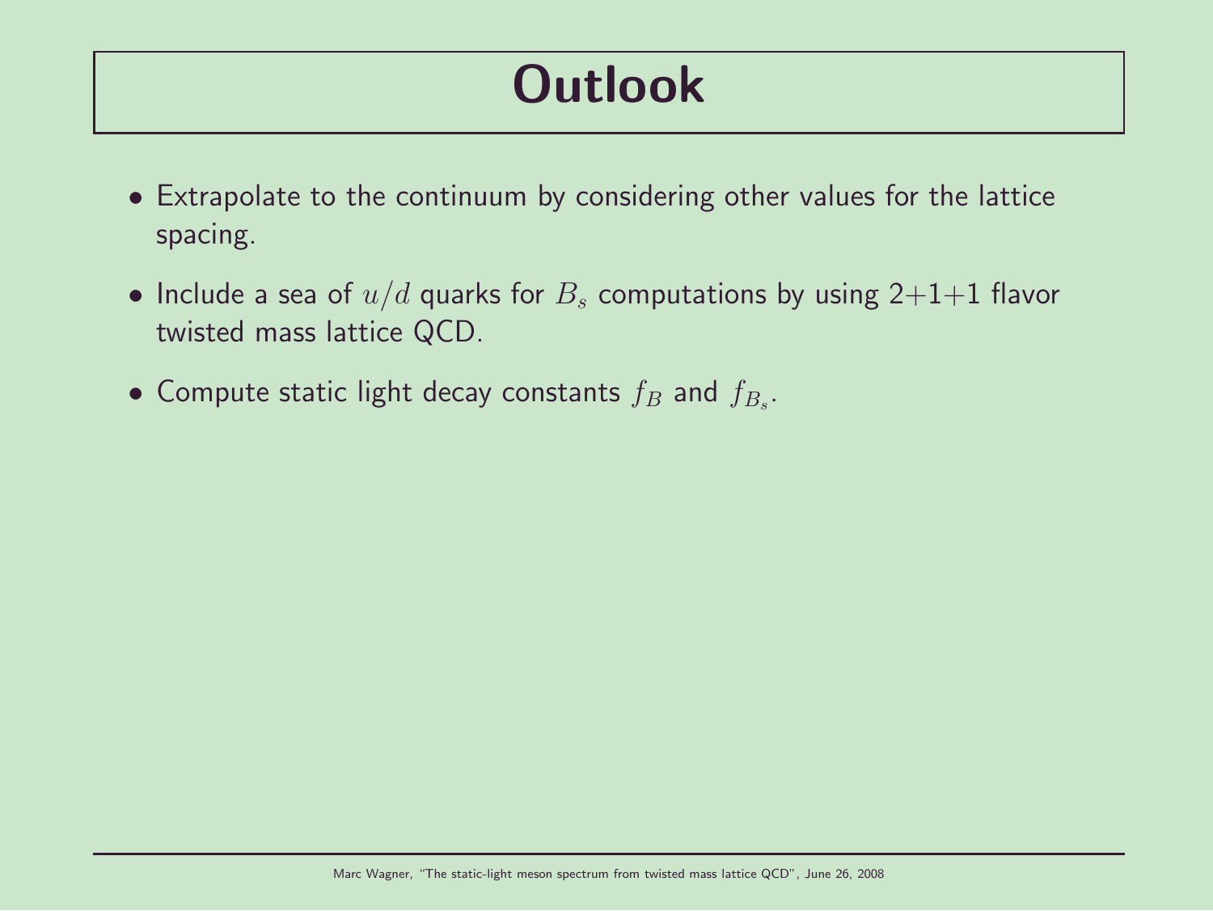# Outlook

- Extrapolate to the continuum by considering other values for the lattice spacing.
- Include a sea of $u/d$ quarks for $B_s$ computations by using 2+1+1 flavor twisted mass lattice QCD.
- Compute static light decay constants $f_B$ and $f_{B_s}$.